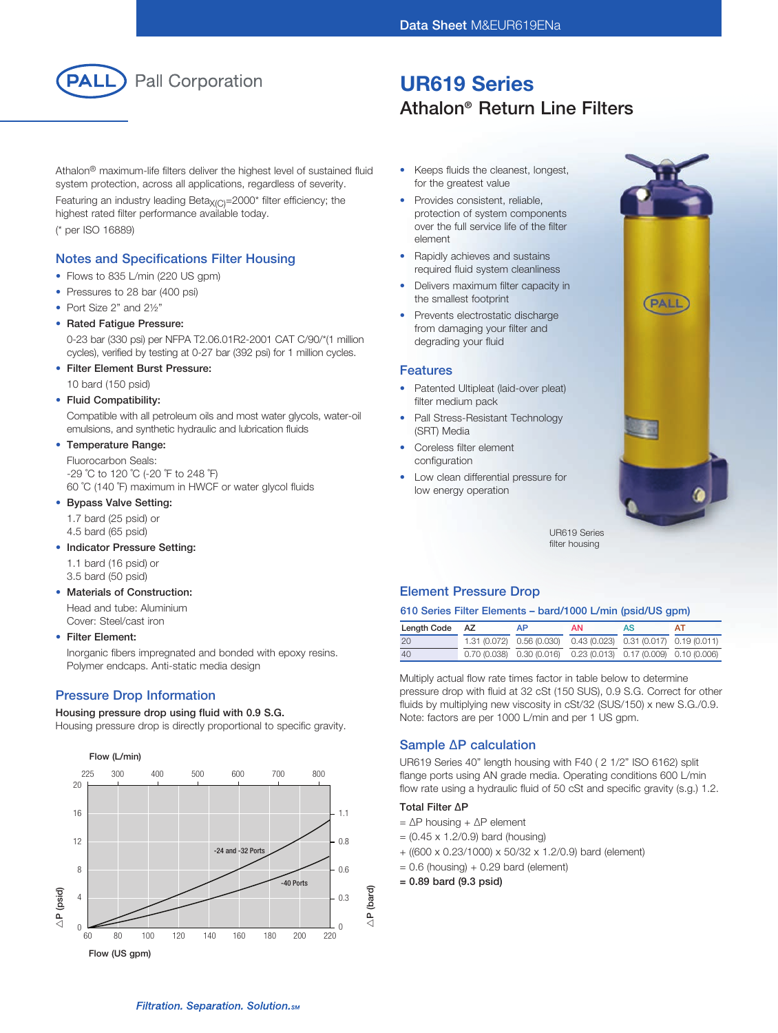# UR619 Series

## Athalon® Return Line Filters

Athalon® maximum-life filters deliver the highest level of sustained fluid system protection, across all applications, regardless of severity.

Featuring an industry leading $Beta_{X(C)}$=2000* filter efficiency; the highest rated filter performance available today.

(* per ISO 16889)

- Keeps fluids the cleanest, longest, for the greatest value
- Provides consistent, reliable, protection of system components over the full service life of the filter element
- Rapidly achieves and sustains required fluid system cleanliness
- Delivers maximum filter capacity in the smallest footprint
- Prevents electrostatic discharge from damaging your filter and degrading your fluid

### Features

- Patented Ultipleat (laid-over pleat) filter medium pack
- Pall Stress-Resistant Technology (SRT) Media
- Coreless filter element configuration
- Low clean differential pressure for low energy operation

UR619 Series filter housing

### Notes and Specifications Filter Housing

- Flows to 835 L/min (220 US gpm)
- Pressures to 28 bar (400 psi)
- Port Size 2" and 2½"
- **Rated Fatigue Pressure:**

  0-23 bar (330 psi) per NFPA T2.06.01R2-2001 CAT C/90/*(1 million cycles), verified by testing at 0-27 bar (392 psi) for 1 million cycles.
- **Filter Element Burst Pressure:**

  10 bard (150 psid)
- **Fluid Compatibility:**

  Compatible with all petroleum oils and most water glycols, water-oil emulsions, and synthetic hydraulic and lubrication fluids
- **Temperature Range:**

  Fluorocarbon Seals:
  -29 ˚C to 120 ˚C (-20 ˚F to 248 ˚F)
  60 ˚C (140 ˚F) maximum in HWCF or water glycol fluids
- **Bypass Valve Setting:**

  1.7 bard (25 psid) or
  4.5 bard (65 psid)
- **Indicator Pressure Setting:**

  1.1 bard (16 psid) or
  3.5 bard (50 psid)
- **Materials of Construction:**

  Head and tube: Aluminium
  Cover: Steel/cast iron
- **Filter Element:**

  Inorganic fibers impregnated and bonded with epoxy resins. Polymer endcaps. Anti-static media design

### Pressure Drop Information

**Housing pressure drop using fluid with 0.9 S.G.**

Housing pressure drop is directly proportional to specific gravity.

Flow (L/min): 225, 300, 400, 500, 600, 700, 800

Flow (US gpm): 60, 80, 100, 120, 140, 160, 180, 200, 220

△P (psid): 0, 4, 8, 12, 16, 20

△P (bard): 0, 0.3, 0.6, 0.8, 1.1

Curves: -24 and -32 Ports; -40 Ports

### Element Pressure Drop

**610 Series Filter Elements – bard/1000 L/min (psid/US gpm)**

| Length Code | AZ | AP | AN | AS | AT |
|---|---|---|---|---|---|
| 20 | 1.31 (0.072) | 0.56 (0.030) | 0.43 (0.023) | 0.31 (0.017) | 0.19 (0.011) |
| 40 | 0.70 (0.038) | 0.30 (0.016) | 0.23 (0.013) | 0.17 (0.009) | 0.10 (0.006) |

Multiply actual flow rate times factor in table below to determine pressure drop with fluid at 32 cSt (150 SUS), 0.9 S.G. Correct for other fluids by multiplying new viscosity in cSt/32 (SUS/150) x new S.G./0.9. Note: factors are per 1000 L/min and per 1 US gpm.

### Sample ΔP calculation

UR619 Series 40" length housing with F40 ( 2 1/2" ISO 6162) split flange ports using AN grade media. Operating conditions 600 L/min flow rate using a hydraulic fluid of 50 cSt and specific gravity (s.g.) 1.2.

**Total Filter ΔP**

= ΔP housing + ΔP element

= (0.45 x 1.2/0.9) bard (housing)

+ ((600 x 0.23/1000) x 50/32 x 1.2/0.9) bard (element)

= 0.6 (housing) + 0.29 bard (element)

**= 0.89 bard (9.3 psid)**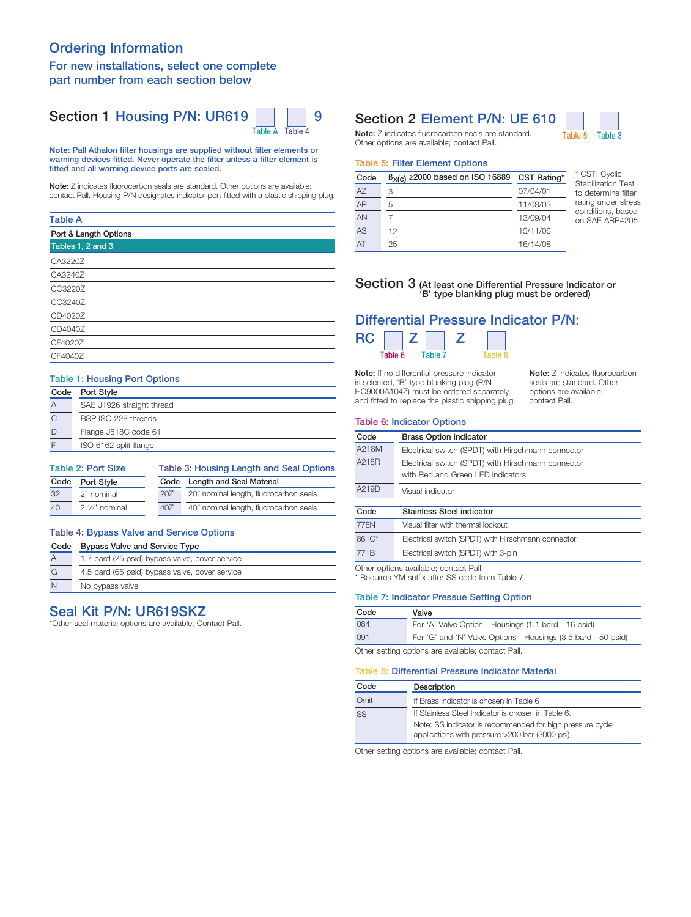# Ordering Information

## For new installations, select one complete part number from each section below

## Section 1 Housing P/N: UR619 [Table A] [Table 4] 9

**Note: Pall Athalon filter housings are supplied without filter elements or warning devices fitted. Never operate the filter unless a filter element is fitted and all warning device ports are sealed.**

**Note:** Z indicates fluorocarbon seals are standard. Other options are available; contact Pall. Housing P/N designates indicator port fitted with a plastic shipping plug.

### Table A

| Port & Length Options |
|---|
| Tables 1, 2 and 3 |
| CA3220Z |
| CA3240Z |
| CC3220Z |
| CC3240Z |
| CD4020Z |
| CD4040Z |
| CF4020Z |
| CF4040Z |

### Table 1: Housing Port Options

| Code | Port Style |
|---|---|
| A | SAE J1926 straight thread |
| C | BSP ISO 228 threads |
| D | Flange J518C code 61 |
| F | ISO 6162 split flange |

### Table 2: Port Size

| Code | Port Style |
|---|---|
| 32 | 2" nominal |
| 40 | 2 ½" nominal |

### Table 3: Housing Length and Seal Options

| Code | Length and Seal Material |
|---|---|
| 20Z | 20" nominal length, fluorocarbon seals |
| 40Z | 40" nominal length, fluorocarbon seals |

### Table 4: Bypass Valve and Service Options

| Code | Bypass Valve and Service Type |
|---|---|
| A | 1.7 bard (25 psid) bypass valve, cover service |
| G | 4.5 bard (65 psid) bypass valve, cover service |
| N | No bypass valve |

## Seal Kit P/N: UR619SKZ

*Other seal material options are available; Contact Pall.

## Section 2 Element P/N: UE 610 [Table 5] [Table 3]

**Note:** Z indicates fluorocarbon seals are standard. Other options are available; contact Pall.

### Table 5: Filter Element Options

| Code | $\beta_{x(c)}$ ≥2000 based on ISO 16889 | CST Rating* |
|---|---|---|
| AZ | 3 | 07/04/01 |
| AP | 5 | 11/08/03 |
| AN | 7 | 13/09/04 |
| AS | 12 | 15/11/06 |
| AT | 25 | 16/14/08 |

* CST: Cyclic Stabilization Test to determine filter rating under stress conditions, based on SAE ARP4205

## Section 3 (At least one Differential Pressure Indicator or 'B' type blanking plug must be ordered)

## Differential Pressure Indicator P/N:

RC [Table 6] Z [Table 7] Z [Table 8]

**Note:** If no differential pressure indicator is selected, 'B' type blanking plug (P/N HC9000A104Z) must be ordered separately and fitted to replace the plastic shipping plug.

**Note:** Z indicates fluorocarbon seals are standard. Other options are available; contact Pall.

### Table 6: Indicator Options

| Code | Brass Option indicator |
|---|---|
| A218M | Electrical switch (SPDT) with Hirschmann connector |
| A218R | Electrical switch (SPDT) with Hirschmann connector with Red and Green LED indicators |
| A219D | Visual indicator |

| Code | Stainless Steel indicator |
|---|---|
| 778N | Visual filter with thermal lockout |
| 861C* | Electrical switch (SPDT) with Hirschmann connector |
| 771B | Electrical switch (SPDT) with 3-pin |

Other options available; contact Pall.
* Requires YM suffix after SS code from Table 7.

### Table 7: Indicator Pressue Setting Option

| Code | Valve |
|---|---|
| 084 | For 'A' Valve Option - Housings (1.1 bard - 16 psid) |
| 091 | For 'G' and 'N' Valve Options - Housings (3.5 bard - 50 psid) |

Other setting options are available; contact Pall.

### Table 8: Differential Pressure Indicator Material

| Code | Description |
|---|---|
| Omit | If Brass indicator is chosen in Table 6 |
| SS | If Stainless Steel Indicator is chosen in Table 6. Note: SS indicator is recommended for high pressure cycle applications with pressure >200 bar (3000 psi) |

Other setting options are available; contact Pall.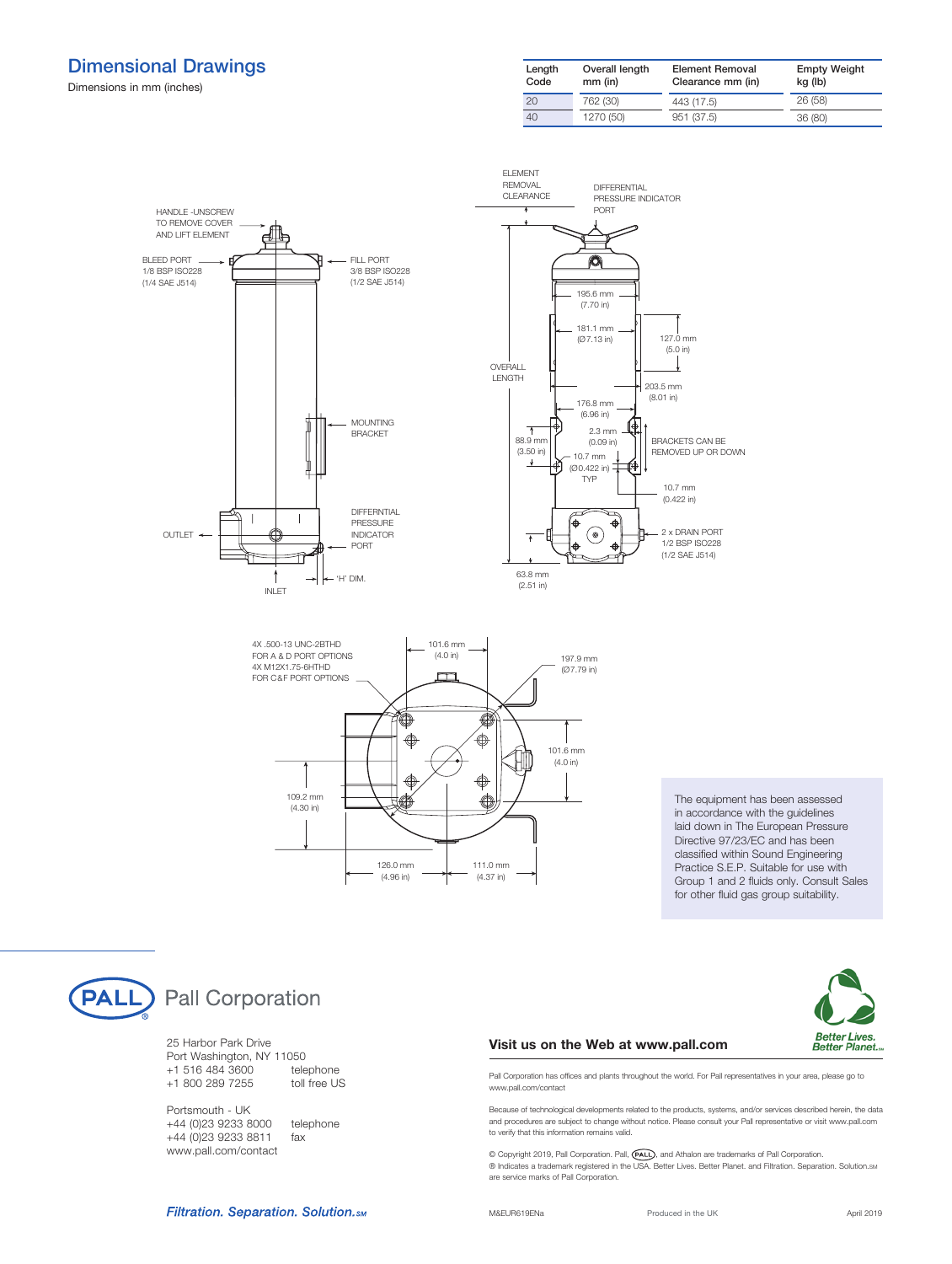## Dimensional Drawings

Dimensions in mm (inches)

| Length Code | Overall length mm (in) | Element Removal Clearance mm (in) | Empty Weight kg (lb) |
|---|---|---|---|
| 20 | 762 (30) | 443 (17.5) | 26 (58) |
| 40 | 1270 (50) | 951 (37.5) | 36 (80) |

HANDLE -UNSCREW TO REMOVE COVER AND LIFT ELEMENT

BLEED PORT 1/8 BSP ISO228 (1/4 SAE J514)

FILL PORT 3/8 BSP ISO228 (1/2 SAE J514)

MOUNTING BRACKET

DIFFERENTIAL PRESSURE INDICATOR PORT

OUTLET

INLET

'H' DIM.

ELEMENT REMOVAL CLEARANCE

DIFFERENTIAL PRESSURE INDICATOR PORT

OVERALL LENGTH

195.6 mm (7.70 in)

181.1 mm (Ø7.13 in)

127.0 mm (5.0 in)

203.5 mm (8.01 in)

176.8 mm (6.96 in)

2.3 mm (0.09 in)

88.9 mm (3.50 in)

10.7 mm (Ø0.422 in) TYP

BRACKETS CAN BE REMOVED UP OR DOWN

10.7 mm (0.422 in)

2 x DRAIN PORT 1/2 BSP ISO228 (1/2 SAE J514)

63.8 mm (2.51 in)

4X .500-13 UNC-2BTHD FOR A & D PORT OPTIONS 4X M12X1.75-6HTHD FOR C&F PORT OPTIONS

101.6 mm (4.0 in)

197.9 mm (Ø7.79 in)

101.6 mm (4.0 in)

109.2 mm (4.30 in)

126.0 mm (4.96 in)

111.0 mm (4.37 in)

The equipment has been assessed in accordance with the guidelines laid down in The European Pressure Directive 97/23/EC and has been classified within Sound Engineering Practice S.E.P. Suitable for use with Group 1 and 2 fluids only. Consult Sales for other fluid gas group suitability.

**Pall Corporation**

25 Harbor Park Drive
Port Washington, NY 11050
+1 516 484 3600 telephone
+1 800 289 7255 toll free US

Portsmouth - UK
+44 (0)23 9233 8000 telephone
+44 (0)23 9233 8811 fax
www.pall.com/contact

*Better Lives. Better Planet.SM*

**Visit us on the Web at www.pall.com**

Pall Corporation has offices and plants throughout the world. For Pall representatives in your area, please go to www.pall.com/contact

Because of technological developments related to the products, systems, and/or services described herein, the data and procedures are subject to change without notice. Please consult your Pall representative or visit www.pall.com to verify that this information remains valid.

© Copyright 2019, Pall Corporation. Pall, (PALL), and Athalon are trademarks of Pall Corporation. ® Indicates a trademark registered in the USA. Better Lives. Better Planet. and Filtration. Separation. Solution.SM are service marks of Pall Corporation.

*Filtration. Separation. Solution.SM*

M&EUR619ENa Produced in the UK April 2019